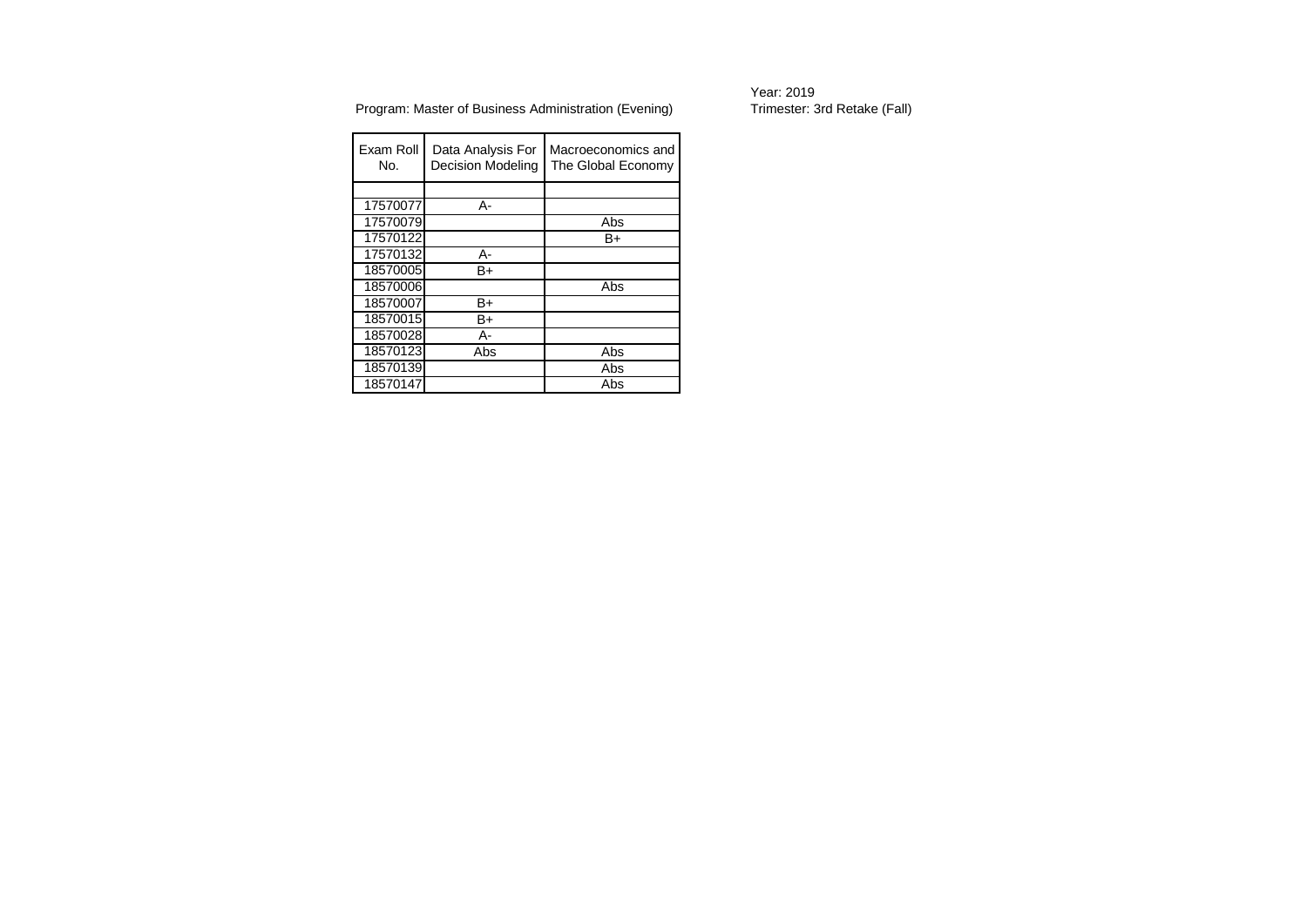Program: Master of Business Administration (Evening)

Year: 2019

Trimester: 3rd Retake (Fall)

| Exam Roll No. | Data Analysis For Decision Modeling | Macroeconomics and The Global Economy |
|---|---|---|
| | | |
| 17570077 | A- | |
| 17570079 | | Abs |
| 17570122 | | B+ |
| 17570132 | A- | |
| 18570005 | B+ | |
| 18570006 | | Abs |
| 18570007 | B+ | |
| 18570015 | B+ | |
| 18570028 | A- | |
| 18570123 | Abs | Abs |
| 18570139 | | Abs |
| 18570147 | | Abs |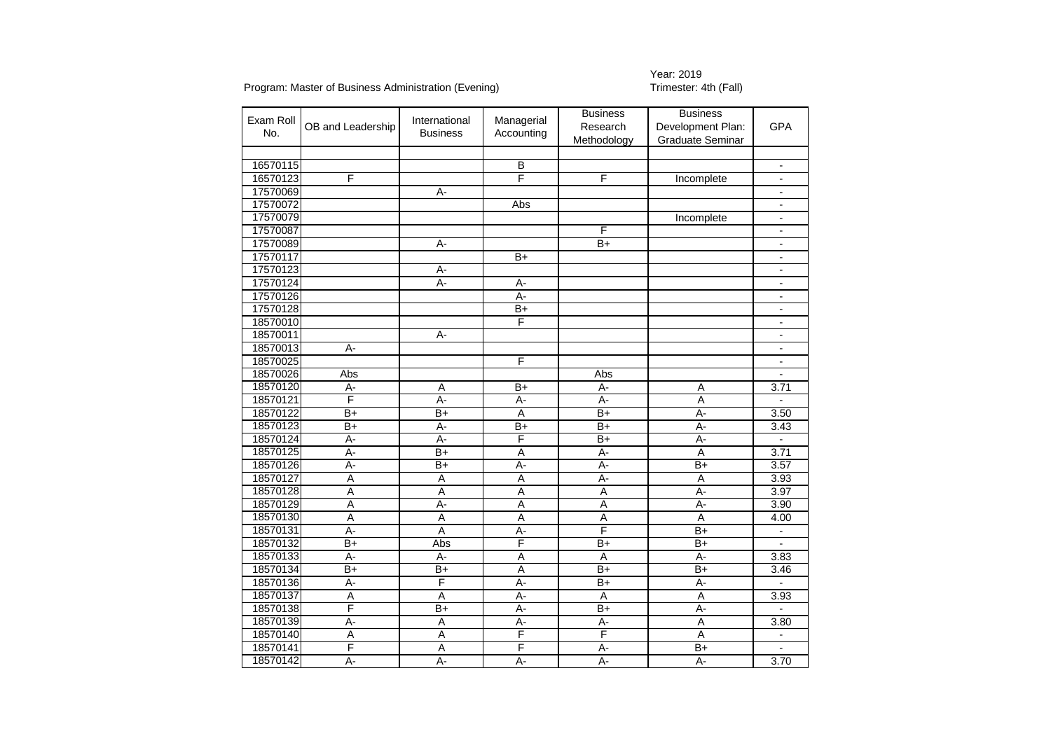Program: Master of Business Administration (Evening)

Year: 2019
Trimester: 4th (Fall)

| Exam Roll No. | OB and Leadership | International Business | Managerial Accounting | Business Research Methodology | Business Development Plan: Graduate Seminar | GPA |
|---|---|---|---|---|---|---|
| | | | | | | |
| 16570115 | | | B | | | - |
| 16570123 | F | | F | F | Incomplete | - |
| 17570069 | | A- | | | | - |
| 17570072 | | | Abs | | | - |
| 17570079 | | | | | Incomplete | - |
| 17570087 | | | | F | | - |
| 17570089 | | A- | | B+ | | - |
| 17570117 | | | B+ | | | - |
| 17570123 | | A- | | | | - |
| 17570124 | | A- | A- | | | - |
| 17570126 | | | A- | | | - |
| 17570128 | | | B+ | | | - |
| 18570010 | | | F | | | - |
| 18570011 | | A- | | | | - |
| 18570013 | A- | | | | | - |
| 18570025 | | | F | | | - |
| 18570026 | Abs | | | Abs | | - |
| 18570120 | A- | A | B+ | A- | A | 3.71 |
| 18570121 | F | A- | A- | A- | A | - |
| 18570122 | B+ | B+ | A | B+ | A- | 3.50 |
| 18570123 | B+ | A- | B+ | B+ | A- | 3.43 |
| 18570124 | A- | A- | F | B+ | A- | - |
| 18570125 | A- | B+ | A | A- | A | 3.71 |
| 18570126 | A- | B+ | A- | A- | B+ | 3.57 |
| 18570127 | A | A | A | A- | A | 3.93 |
| 18570128 | A | A | A | A | A- | 3.97 |
| 18570129 | A | A- | A | A | A- | 3.90 |
| 18570130 | A | A | A | A | A | 4.00 |
| 18570131 | A- | A | A- | F | B+ | - |
| 18570132 | B+ | Abs | F | B+ | B+ | - |
| 18570133 | A- | A- | A | A | A- | 3.83 |
| 18570134 | B+ | B+ | A | B+ | B+ | 3.46 |
| 18570136 | A- | F | A- | B+ | A- | - |
| 18570137 | A | A | A- | A | A | 3.93 |
| 18570138 | F | B+ | A- | B+ | A- | - |
| 18570139 | A- | A | A- | A- | A | 3.80 |
| 18570140 | A | A | F | F | A | - |
| 18570141 | F | A | F | A- | B+ | - |
| 18570142 | A- | A- | A- | A- | A- | 3.70 |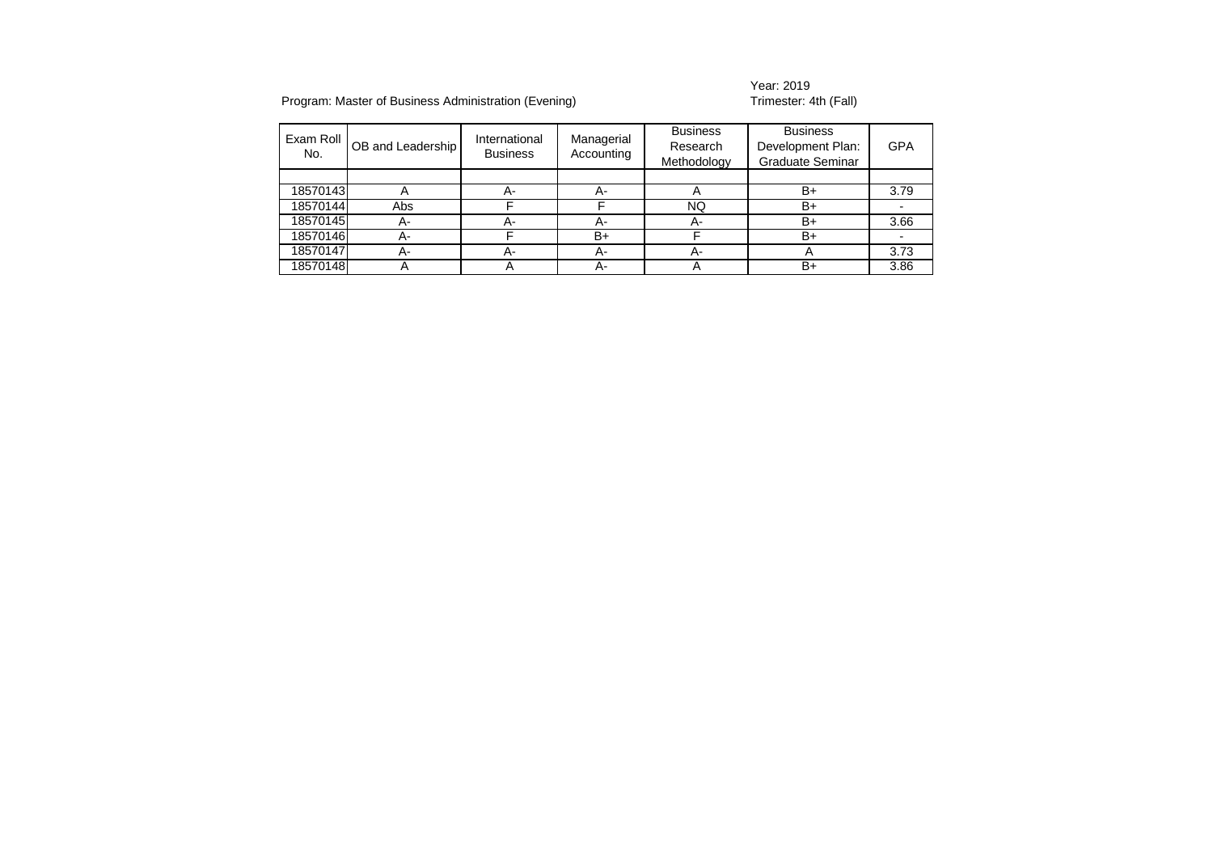Program: Master of Business Administration (Evening)

Year: 2019
Trimester: 4th (Fall)

| Exam Roll No. | OB and Leadership | International Business | Managerial Accounting | Business Research Methodology | Business Development Plan: Graduate Seminar | GPA |
|---|---|---|---|---|---|---|
| | | | | | | |
| 18570143 | A | A- | A- | A | B+ | 3.79 |
| 18570144 | Abs | F | F | NQ | B+ | - |
| 18570145 | A- | A- | A- | A- | B+ | 3.66 |
| 18570146 | A- | F | B+ | F | B+ | - |
| 18570147 | A- | A- | A- | A- | A | 3.73 |
| 18570148 | A | A | A- | A | B+ | 3.86 |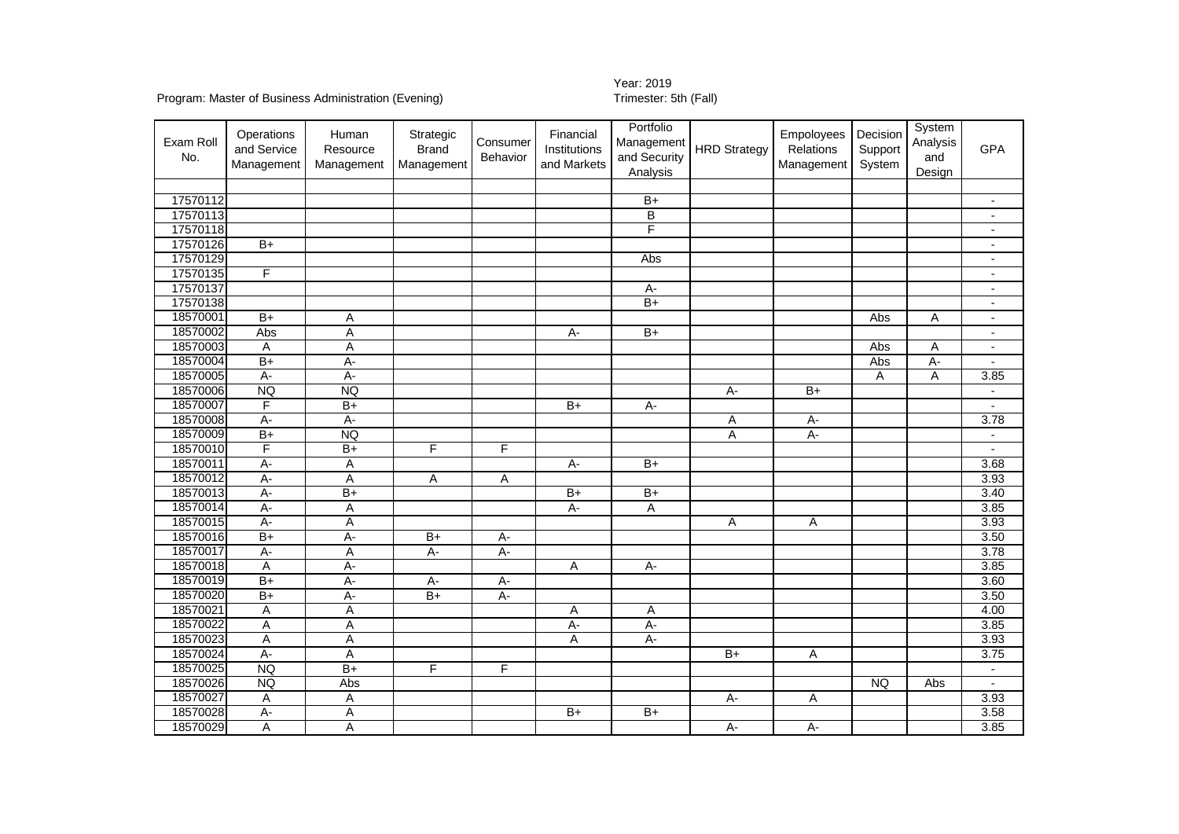Program: Master of Business Administration (Evening)

Year: 2019
Trimester: 5th (Fall)

| Exam Roll No. | Operations and Service Management | Human Resource Management | Strategic Brand Management | Consumer Behavior | Financial Institutions and Markets | Portfolio Management and Security Analysis | HRD Strategy | Empoloyees Relations Management | Decision Support System | System Analysis and Design | GPA |
|---|---|---|---|---|---|---|---|---|---|---|---|
| | | | | | | | | | | | |
| 17570112 | | | | | | B+ | | | | | - |
| 17570113 | | | | | | B | | | | | - |
| 17570118 | | | | | | F | | | | | - |
| 17570126 | B+ | | | | | | | | | | - |
| 17570129 | | | | | | Abs | | | | | - |
| 17570135 | F | | | | | | | | | | - |
| 17570137 | | | | | | A- | | | | | - |
| 17570138 | | | | | | B+ | | | | | - |
| 18570001 | B+ | A | | | | | | | Abs | A | - |
| 18570002 | Abs | A | | | A- | B+ | | | | | - |
| 18570003 | A | A | | | | | | | Abs | A | - |
| 18570004 | B+ | A- | | | | | | | Abs | A- | - |
| 18570005 | A- | A- | | | | | | | A | A | 3.85 |
| 18570006 | NQ | NQ | | | | | A- | B+ | | | - |
| 18570007 | F | B+ | | | B+ | A- | | | | | - |
| 18570008 | A- | A- | | | | | A | A- | | | 3.78 |
| 18570009 | B+ | NQ | | | | | A | A- | | | - |
| 18570010 | F | B+ | F | F | | | | | | | - |
| 18570011 | A- | A | | | A- | B+ | | | | | 3.68 |
| 18570012 | A- | A | A | A | | | | | | | 3.93 |
| 18570013 | A- | B+ | | | B+ | B+ | | | | | 3.40 |
| 18570014 | A- | A | | | A- | A | | | | | 3.85 |
| 18570015 | A- | A | | | | | A | A | | | 3.93 |
| 18570016 | B+ | A- | B+ | A- | | | | | | | 3.50 |
| 18570017 | A- | A | A- | A- | | | | | | | 3.78 |
| 18570018 | A | A- | | | A | A- | | | | | 3.85 |
| 18570019 | B+ | A- | A- | A- | | | | | | | 3.60 |
| 18570020 | B+ | A- | B+ | A- | | | | | | | 3.50 |
| 18570021 | A | A | | | A | A | | | | | 4.00 |
| 18570022 | A | A | | | A- | A- | | | | | 3.85 |
| 18570023 | A | A | | | A | A- | | | | | 3.93 |
| 18570024 | A- | A | | | | | B+ | A | | | 3.75 |
| 18570025 | NQ | B+ | F | F | | | | | | | - |
| 18570026 | NQ | Abs | | | | | | | NQ | Abs | - |
| 18570027 | A | A | | | | | A- | A | | | 3.93 |
| 18570028 | A- | A | | | B+ | B+ | | | | | 3.58 |
| 18570029 | A | A | | | | | A- | A- | | | 3.85 |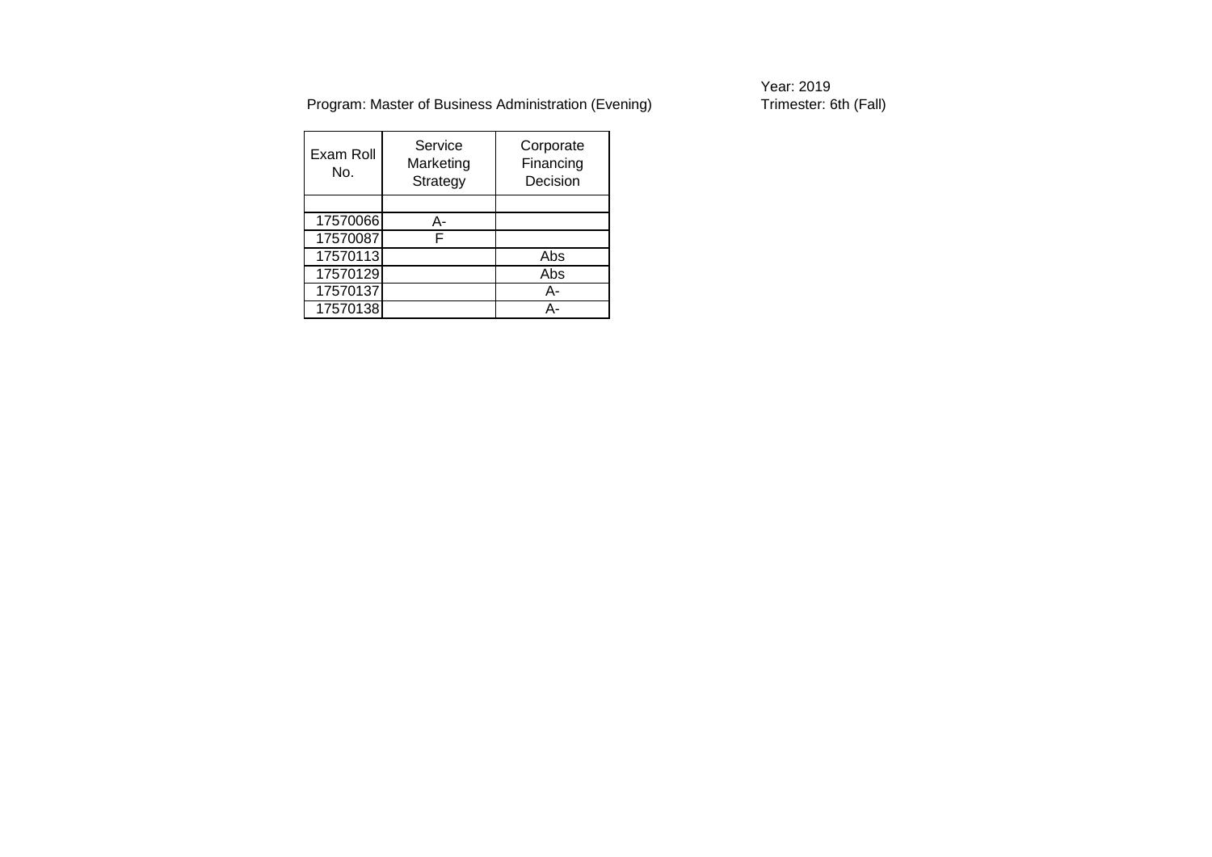Year: 2019

Program: Master of Business Administration (Evening)

Trimester: 6th (Fall)

| Exam Roll No. | Service Marketing Strategy | Corporate Financing Decision |
|---|---|---|
| | | |
| 17570066 | A- | |
| 17570087 | F | |
| 17570113 | | Abs |
| 17570129 | | Abs |
| 17570137 | | A- |
| 17570138 | | A- |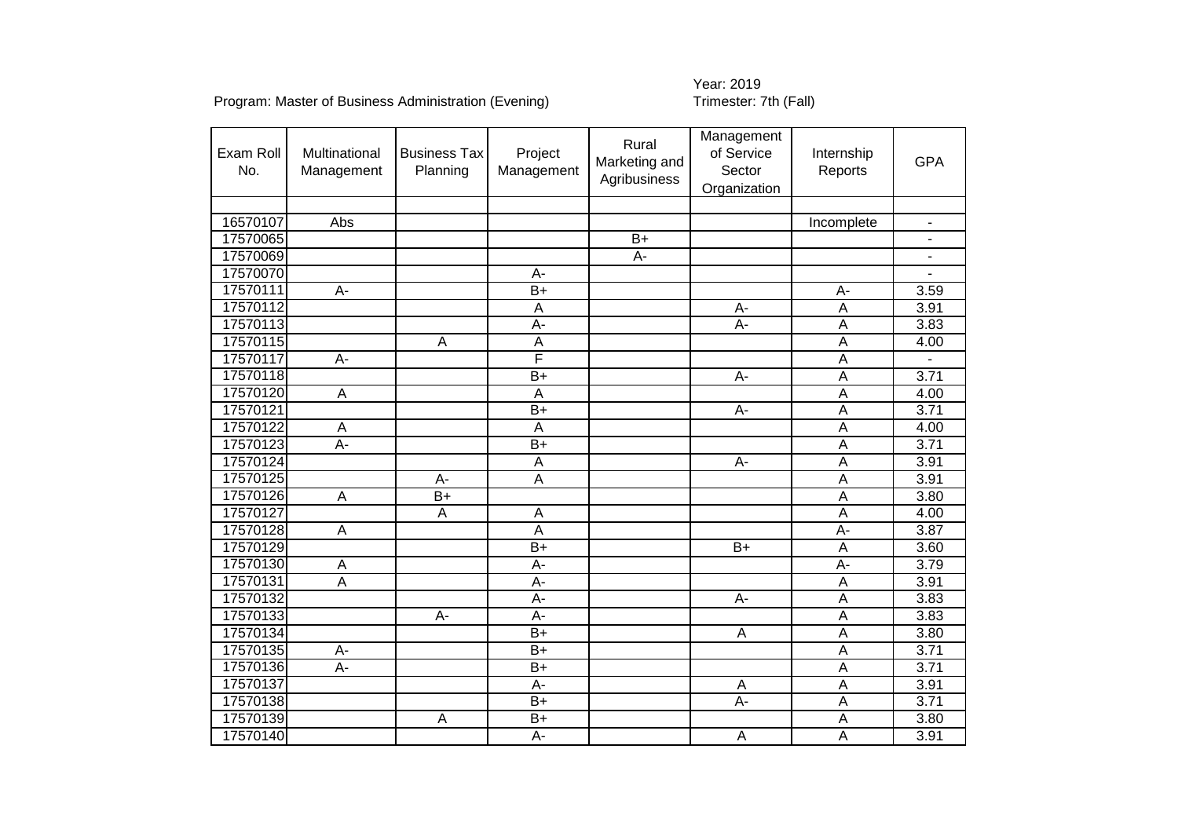Program: Master of Business Administration (Evening)

Year: 2019
Trimester: 7th (Fall)

| Exam Roll No. | Multinational Management | Business Tax Planning | Project Management | Rural Marketing and Agribusiness | Management of Service Sector Organization | Internship Reports | GPA |
|---|---|---|---|---|---|---|---|
| | | | | | | | |
| 16570107 | Abs | | | | | Incomplete | - |
| 17570065 | | | | B+ | | | - |
| 17570069 | | | | A- | | | - |
| 17570070 | | | A- | | | | - |
| 17570111 | A- | | B+ | | | A- | 3.59 |
| 17570112 | | | A | | A- | A | 3.91 |
| 17570113 | | | A- | | A- | A | 3.83 |
| 17570115 | | A | A | | | A | 4.00 |
| 17570117 | A- | | F | | | A | - |
| 17570118 | | | B+ | | A- | A | 3.71 |
| 17570120 | A | | A | | | A | 4.00 |
| 17570121 | | | B+ | | A- | A | 3.71 |
| 17570122 | A | | A | | | A | 4.00 |
| 17570123 | A- | | B+ | | | A | 3.71 |
| 17570124 | | | A | | A- | A | 3.91 |
| 17570125 | | A- | A | | | A | 3.91 |
| 17570126 | A | B+ | | | | A | 3.80 |
| 17570127 | | A | A | | | A | 4.00 |
| 17570128 | A | | A | | | A- | 3.87 |
| 17570129 | | | B+ | | B+ | A | 3.60 |
| 17570130 | A | | A- | | | A- | 3.79 |
| 17570131 | A | | A- | | | A | 3.91 |
| 17570132 | | | A- | | A- | A | 3.83 |
| 17570133 | | A- | A- | | | A | 3.83 |
| 17570134 | | | B+ | | A | A | 3.80 |
| 17570135 | A- | | B+ | | | A | 3.71 |
| 17570136 | A- | | B+ | | | A | 3.71 |
| 17570137 | | | A- | | A | A | 3.91 |
| 17570138 | | | B+ | | A- | A | 3.71 |
| 17570139 | | A | B+ | | | A | 3.80 |
| 17570140 | | | A- | | A | A | 3.91 |